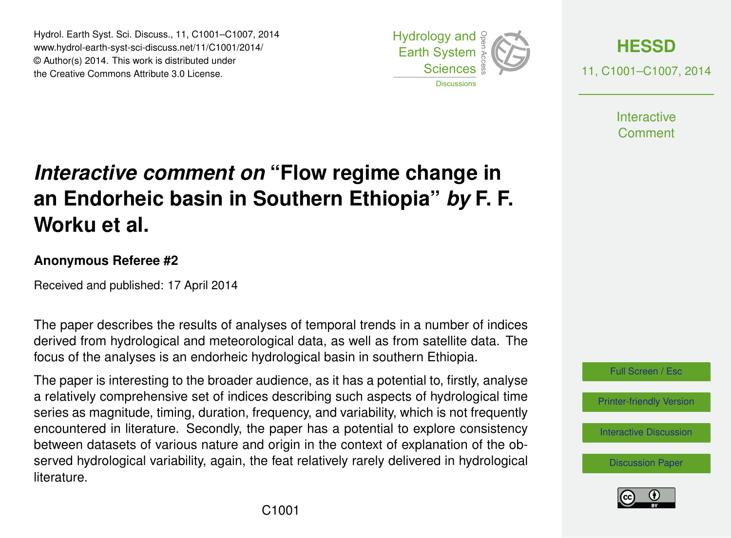# *Interactive comment on* "Flow regime change in an Endorheic basin in Southern Ethiopia" *by* F. F. Worku et al.

**Anonymous Referee #2**

Received and published: 17 April 2014

The paper describes the results of analyses of temporal trends in a number of indices derived from hydrological and meteorological data, as well as from satellite data. The focus of the analyses is an endorheic hydrological basin in southern Ethiopia.

The paper is interesting to the broader audience, as it has a potential to, firstly, analyse a relatively comprehensive set of indices describing such aspects of hydrological time series as magnitude, timing, duration, frequency, and variability, which is not frequently encountered in literature. Secondly, the paper has a potential to explore consistency between datasets of various nature and origin in the context of explanation of the observed hydrological variability, again, the feat relatively rarely delivered in hydrological literature.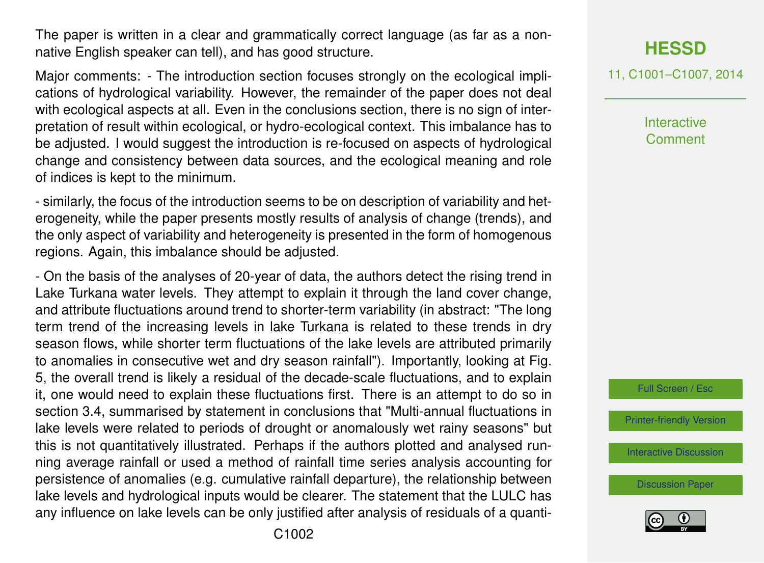The paper is written in a clear and grammatically correct language (as far as a non-native English speaker can tell), and has good structure.

Major comments: - The introduction section focuses strongly on the ecological implications of hydrological variability. However, the remainder of the paper does not deal with ecological aspects at all. Even in the conclusions section, there is no sign of interpretation of result within ecological, or hydro-ecological context. This imbalance has to be adjusted. I would suggest the introduction is re-focused on aspects of hydrological change and consistency between data sources, and the ecological meaning and role of indices is kept to the minimum.

- similarly, the focus of the introduction seems to be on description of variability and heterogeneity, while the paper presents mostly results of analysis of change (trends), and the only aspect of variability and heterogeneity is presented in the form of homogenous regions. Again, this imbalance should be adjusted.

- On the basis of the analyses of 20-year of data, the authors detect the rising trend in Lake Turkana water levels. They attempt to explain it through the land cover change, and attribute fluctuations around trend to shorter-term variability (in abstract: "The long term trend of the increasing levels in lake Turkana is related to these trends in dry season flows, while shorter term fluctuations of the lake levels are attributed primarily to anomalies in consecutive wet and dry season rainfall"). Importantly, looking at Fig. 5, the overall trend is likely a residual of the decade-scale fluctuations, and to explain it, one would need to explain these fluctuations first. There is an attempt to do so in section 3.4, summarised by statement in conclusions that "Multi-annual fluctuations in lake levels were related to periods of drought or anomalously wet rainy seasons" but this is not quantitatively illustrated. Perhaps if the authors plotted and analysed running average rainfall or used a method of rainfall time series analysis accounting for persistence of anomalies (e.g. cumulative rainfall departure), the relationship between lake levels and hydrological inputs would be clearer. The statement that the LULC has any influence on lake levels can be only justified after analysis of residuals of a quanti-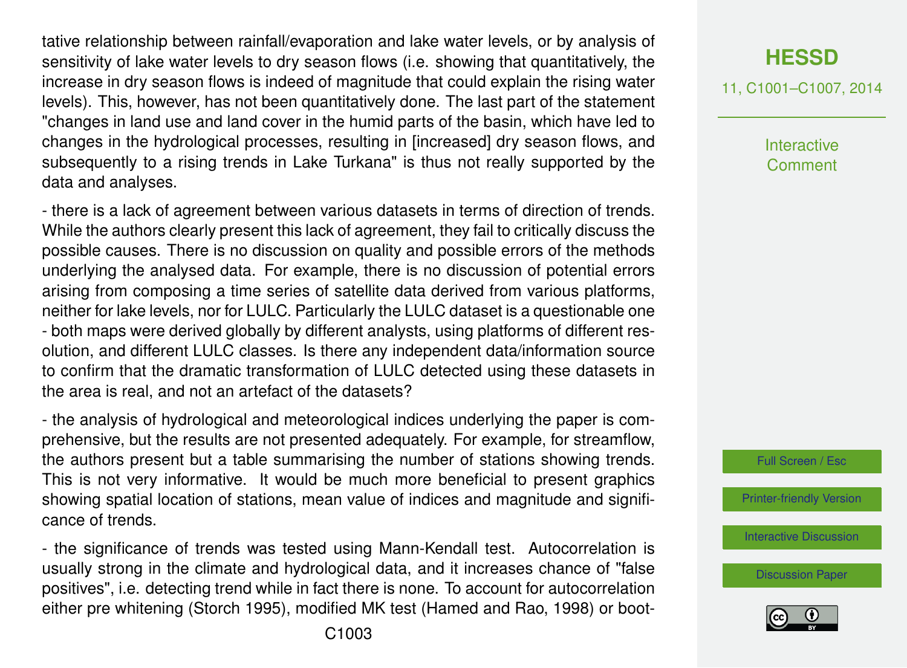tative relationship between rainfall/evaporation and lake water levels, or by analysis of sensitivity of lake water levels to dry season flows (i.e. showing that quantitatively, the increase in dry season flows is indeed of magnitude that could explain the rising water levels). This, however, has not been quantitatively done. The last part of the statement "changes in land use and land cover in the humid parts of the basin, which have led to changes in the hydrological processes, resulting in [increased] dry season flows, and subsequently to a rising trends in Lake Turkana" is thus not really supported by the data and analyses.

- there is a lack of agreement between various datasets in terms of direction of trends. While the authors clearly present this lack of agreement, they fail to critically discuss the possible causes. There is no discussion on quality and possible errors of the methods underlying the analysed data. For example, there is no discussion of potential errors arising from composing a time series of satellite data derived from various platforms, neither for lake levels, nor for LULC. Particularly the LULC dataset is a questionable one - both maps were derived globally by different analysts, using platforms of different resolution, and different LULC classes. Is there any independent data/information source to confirm that the dramatic transformation of LULC detected using these datasets in the area is real, and not an artefact of the datasets?

- the analysis of hydrological and meteorological indices underlying the paper is comprehensive, but the results are not presented adequately. For example, for streamflow, the authors present but a table summarising the number of stations showing trends. This is not very informative. It would be much more beneficial to present graphics showing spatial location of stations, mean value of indices and magnitude and significance of trends.

- the significance of trends was tested using Mann-Kendall test. Autocorrelation is usually strong in the climate and hydrological data, and it increases chance of "false positives", i.e. detecting trend while in fact there is none. To account for autocorrelation either pre whitening (Storch 1995), modified MK test (Hamed and Rao, 1998) or boot-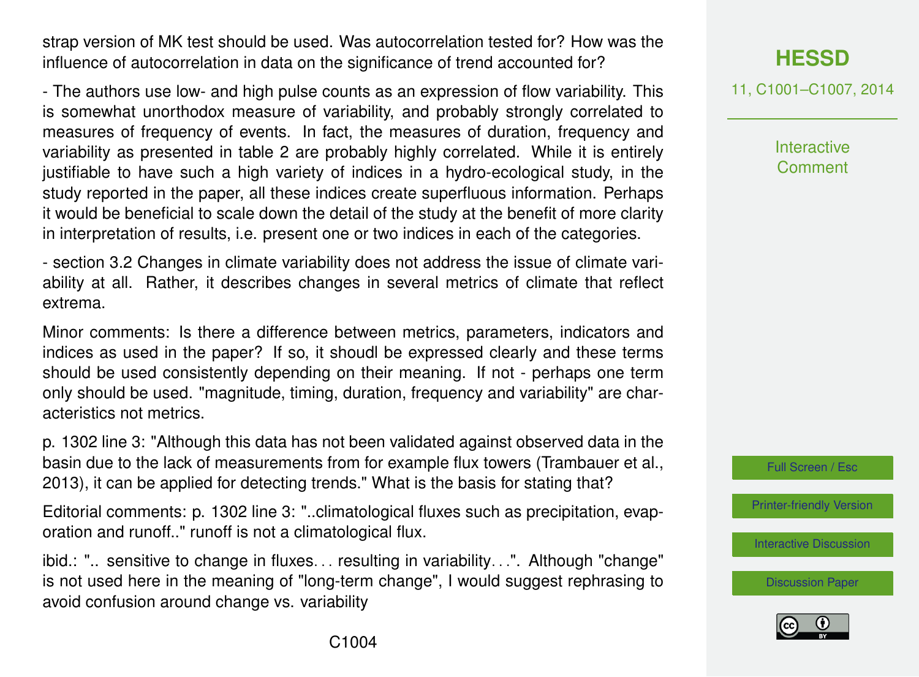strap version of MK test should be used. Was autocorrelation tested for? How was the influence of autocorrelation in data on the significance of trend accounted for?

- The authors use low- and high pulse counts as an expression of flow variability. This is somewhat unorthodox measure of variability, and probably strongly correlated to measures of frequency of events. In fact, the measures of duration, frequency and variability as presented in table 2 are probably highly correlated. While it is entirely justifiable to have such a high variety of indices in a hydro-ecological study, in the study reported in the paper, all these indices create superfluous information. Perhaps it would be beneficial to scale down the detail of the study at the benefit of more clarity in interpretation of results, i.e. present one or two indices in each of the categories.

- section 3.2 Changes in climate variability does not address the issue of climate variability at all. Rather, it describes changes in several metrics of climate that reflect extrema.

Minor comments: Is there a difference between metrics, parameters, indicators and indices as used in the paper? If so, it shoudl be expressed clearly and these terms should be used consistently depending on their meaning. If not - perhaps one term only should be used. "magnitude, timing, duration, frequency and variability" are characteristics not metrics.

p. 1302 line 3: "Although this data has not been validated against observed data in the basin due to the lack of measurements from for example flux towers (Trambauer et al., 2013), it can be applied for detecting trends." What is the basis for stating that?

Editorial comments: p. 1302 line 3: "..climatological fluxes such as precipitation, evaporation and runoff.." runoff is not a climatological flux.

ibid.: ".. sensitive to change in fluxes… resulting in variability…". Although "change" is not used here in the meaning of "long-term change", I would suggest rephrasing to avoid confusion around change vs. variability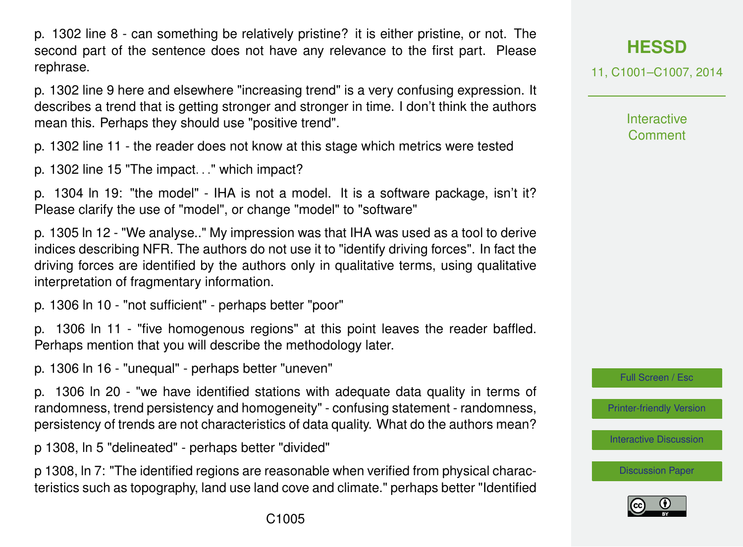p. 1302 line 8 - can something be relatively pristine? it is either pristine, or not. The second part of the sentence does not have any relevance to the first part. Please rephrase.

p. 1302 line 9 here and elsewhere "increasing trend" is a very confusing expression. It describes a trend that is getting stronger and stronger in time. I don't think the authors mean this. Perhaps they should use "positive trend".

p. 1302 line 11 - the reader does not know at this stage which metrics were tested

p. 1302 line 15 "The impact. . ." which impact?

p. 1304 ln 19: "the model" - IHA is not a model. It is a software package, isn't it? Please clarify the use of "model", or change "model" to "software"

p. 1305 ln 12 - "We analyse.." My impression was that IHA was used as a tool to derive indices describing NFR. The authors do not use it to "identify driving forces". In fact the driving forces are identified by the authors only in qualitative terms, using qualitative interpretation of fragmentary information.

p. 1306 ln 10 - "not sufficient" - perhaps better "poor"

p. 1306 ln 11 - "five homogenous regions" at this point leaves the reader baffled. Perhaps mention that you will describe the methodology later.

p. 1306 ln 16 - "unequal" - perhaps better "uneven"

p. 1306 ln 20 - "we have identified stations with adequate data quality in terms of randomness, trend persistency and homogeneity" - confusing statement - randomness, persistency of trends are not characteristics of data quality. What do the authors mean?

p 1308, ln 5 "delineated" - perhaps better "divided"

p 1308, ln 7: "The identified regions are reasonable when verified from physical characteristics such as topography, land use land cove and climate." perhaps better "Identified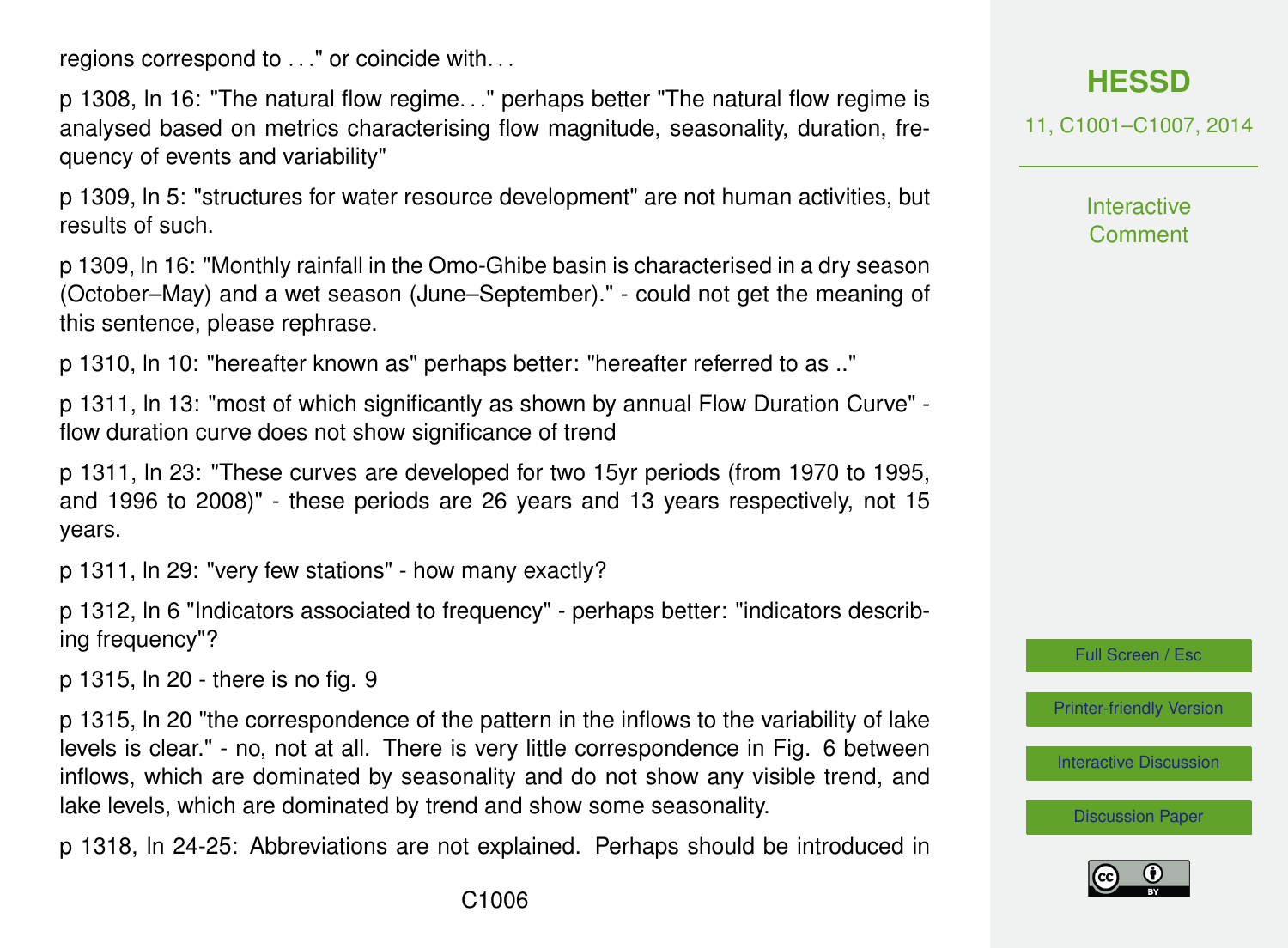regions correspond to . . ." or coincide with. . .

p 1308, ln 16: "The natural flow regime. . ." perhaps better "The natural flow regime is analysed based on metrics characterising flow magnitude, seasonality, duration, frequency of events and variability"

p 1309, ln 5: "structures for water resource development" are not human activities, but results of such.

p 1309, ln 16: "Monthly rainfall in the Omo-Ghibe basin is characterised in a dry season (October–May) and a wet season (June–September)." - could not get the meaning of this sentence, please rephrase.

p 1310, ln 10: "hereafter known as" perhaps better: "hereafter referred to as .."

p 1311, ln 13: "most of which significantly as shown by annual Flow Duration Curve" - flow duration curve does not show significance of trend

p 1311, ln 23: "These curves are developed for two 15yr periods (from 1970 to 1995, and 1996 to 2008)" - these periods are 26 years and 13 years respectively, not 15 years.

p 1311, ln 29: "very few stations" - how many exactly?

p 1312, ln 6 "Indicators associated to frequency" - perhaps better: "indicators describing frequency"?

p 1315, ln 20 - there is no fig. 9

p 1315, ln 20 "the correspondence of the pattern in the inflows to the variability of lake levels is clear." - no, not at all. There is very little correspondence in Fig. 6 between inflows, which are dominated by seasonality and do not show any visible trend, and lake levels, which are dominated by trend and show some seasonality.

p 1318, ln 24-25: Abbreviations are not explained. Perhaps should be introduced in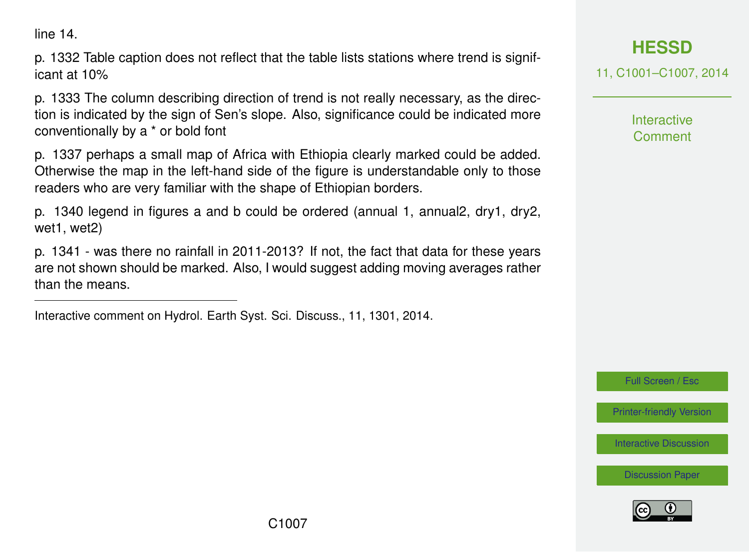line 14.

p. 1332 Table caption does not reflect that the table lists stations where trend is significant at 10%

p. 1333 The column describing direction of trend is not really necessary, as the direction is indicated by the sign of Sen's slope. Also, significance could be indicated more conventionally by a * or bold font

p. 1337 perhaps a small map of Africa with Ethiopia clearly marked could be added. Otherwise the map in the left-hand side of the figure is understandable only to those readers who are very familiar with the shape of Ethiopian borders.

p. 1340 legend in figures a and b could be ordered (annual 1, annual2, dry1, dry2, wet1, wet2)

p. 1341 - was there no rainfall in 2011-2013? If not, the fact that data for these years are not shown should be marked. Also, I would suggest adding moving averages rather than the means.

---

Interactive comment on Hydrol. Earth Syst. Sci. Discuss., 11, 1301, 2014.